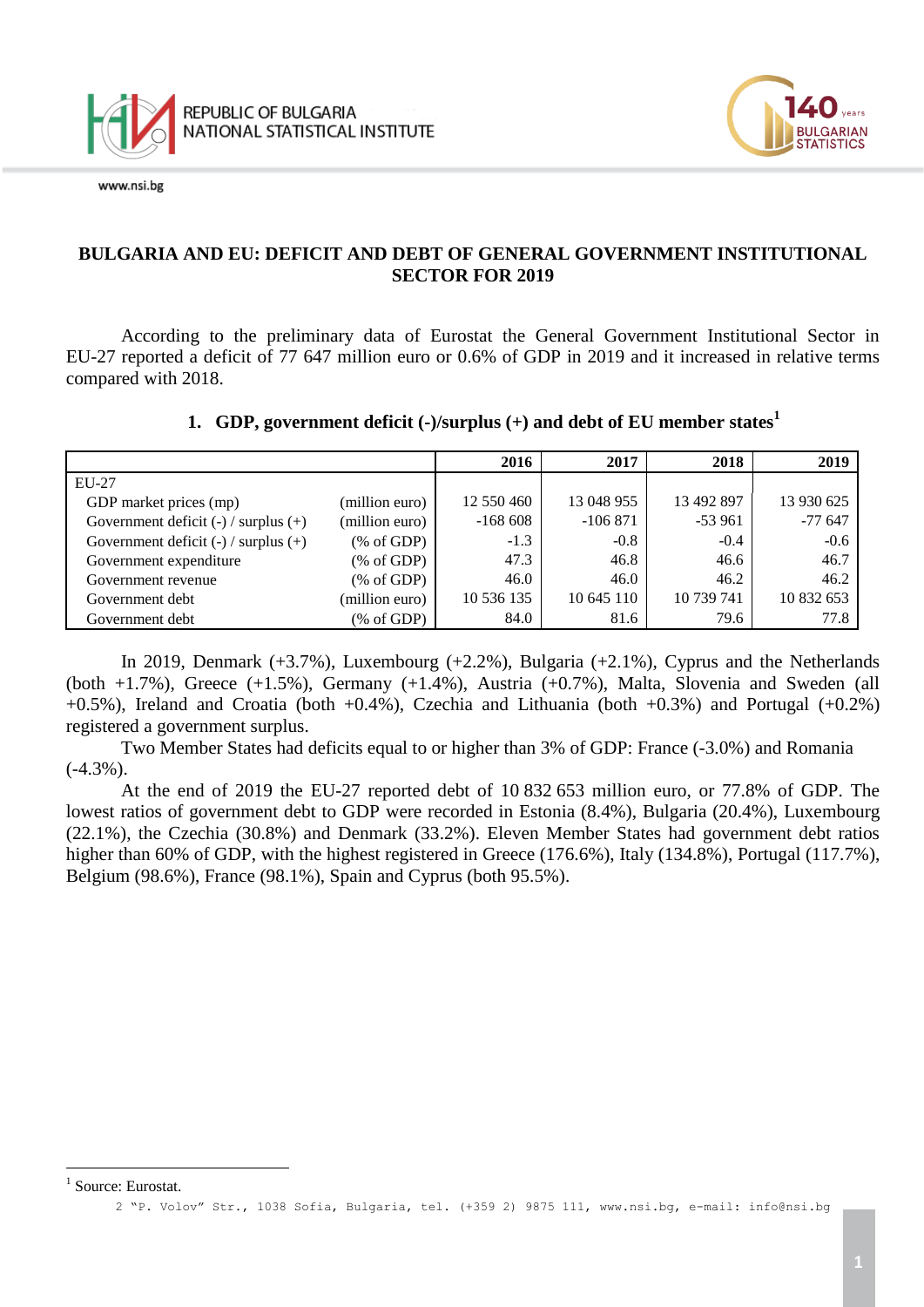# BULGARIA AND EU: DEFICIT AND DEBT OF GENERAL GOVERNMENT INSTITUTIONAL SECTOR FOR 2019

According to the preliminary data of Eurostat the General Government Institutional Sector in EU-27 reported a deficit of 77 647 million euro or 0.6% of GDP in 2019 and it increased in relative terms compared with 2018.

## 1. GDP, government deficit (-)/surplus (+) and debt of EU member states[1]

| | | 2016 | 2017 | 2018 | 2019 |
|---|---|---|---|---|---|
| EU-27 | | | | | |
| GDP market prices (mp) | (million euro) | 12 550 460 | 13 048 955 | 13 492 897 | 13 930 625 |
| Government deficit (-) / surplus (+) | (million euro) | -168 608 | -106 871 | -53 961 | -77 647 |
| Government deficit (-) / surplus (+) | (% of GDP) | -1.3 | -0.8 | -0.4 | -0.6 |
| Government expenditure | (% of GDP) | 47.3 | 46.8 | 46.6 | 46.7 |
| Government revenue | (% of GDP) | 46.0 | 46.0 | 46.2 | 46.2 |
| Government debt | (million euro) | 10 536 135 | 10 645 110 | 10 739 741 | 10 832 653 |
| Government debt | (% of GDP) | 84.0 | 81.6 | 79.6 | 77.8 |

In 2019, Denmark (+3.7%), Luxembourg (+2.2%), Bulgaria (+2.1%), Cyprus and the Netherlands (both +1.7%), Greece (+1.5%), Germany (+1.4%), Austria (+0.7%), Malta, Slovenia and Sweden (all +0.5%), Ireland and Croatia (both +0.4%), Czechia and Lithuania (both +0.3%) and Portugal (+0.2%) registered a government surplus.

Two Member States had deficits equal to or higher than 3% of GDP: France (-3.0%) and Romania (-4.3%).

At the end of 2019 the EU-27 reported debt of 10 832 653 million euro, or 77.8% of GDP. The lowest ratios of government debt to GDP were recorded in Estonia (8.4%), Bulgaria (20.4%), Luxembourg (22.1%), the Czechia (30.8%) and Denmark (33.2%). Eleven Member States had government debt ratios higher than 60% of GDP, with the highest registered in Greece (176.6%), Italy (134.8%), Portugal (117.7%), Belgium (98.6%), France (98.1%), Spain and Cyprus (both 95.5%).

[1] Source: Eurostat.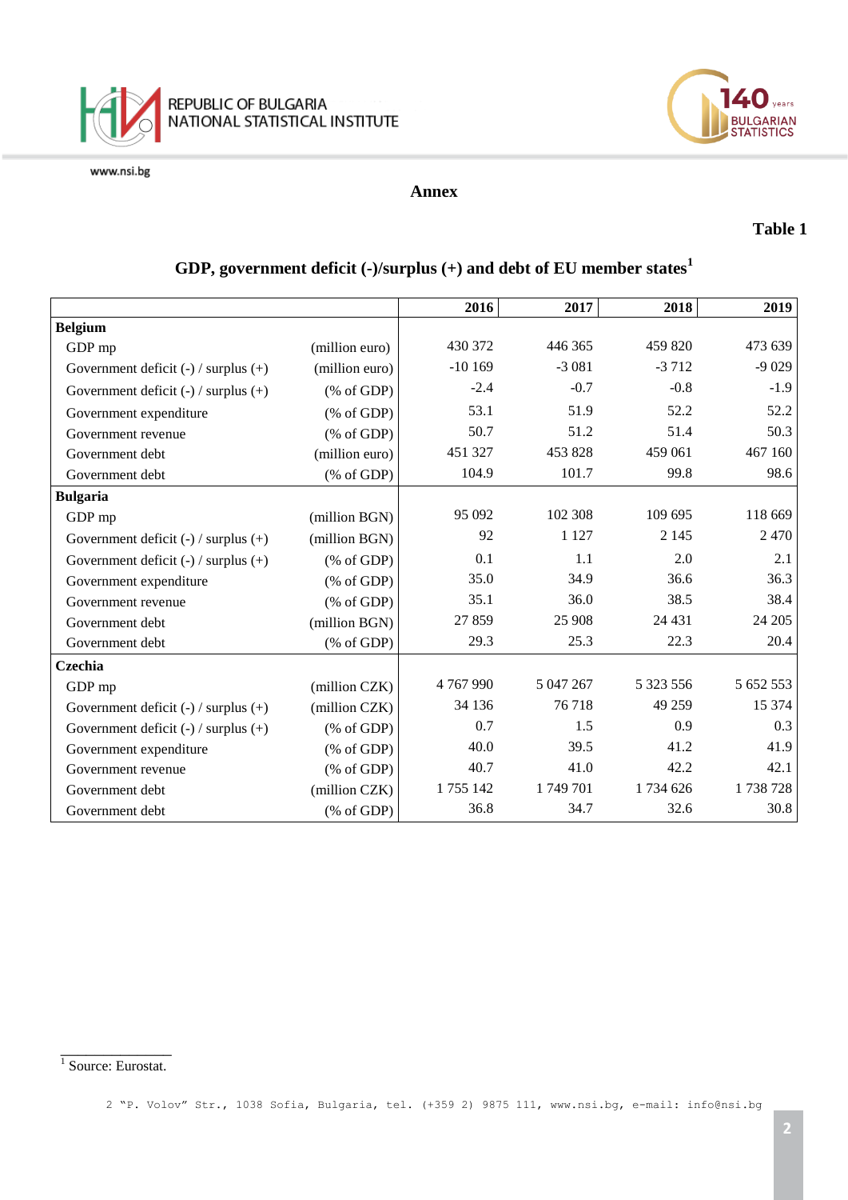**Annex**

**Table 1**

## GDP, government deficit (-)/surplus (+) and debt of EU member states[1]

| | | 2016 | 2017 | 2018 | 2019 |
|---|---|---|---|---|---|
| **Belgium** | | | | | |
| GDP mp | (million euro) | 430 372 | 446 365 | 459 820 | 473 639 |
| Government deficit (-) / surplus (+) | (million euro) | -10 169 | -3 081 | -3 712 | -9 029 |
| Government deficit (-) / surplus (+) | (% of GDP) | -2.4 | -0.7 | -0.8 | -1.9 |
| Government expenditure | (% of GDP) | 53.1 | 51.9 | 52.2 | 52.2 |
| Government revenue | (% of GDP) | 50.7 | 51.2 | 51.4 | 50.3 |
| Government debt | (million euro) | 451 327 | 453 828 | 459 061 | 467 160 |
| Government debt | (% of GDP) | 104.9 | 101.7 | 99.8 | 98.6 |
| **Bulgaria** | | | | | |
| GDP mp | (million BGN) | 95 092 | 102 308 | 109 695 | 118 669 |
| Government deficit (-) / surplus (+) | (million BGN) | 92 | 1 127 | 2 145 | 2 470 |
| Government deficit (-) / surplus (+) | (% of GDP) | 0.1 | 1.1 | 2.0 | 2.1 |
| Government expenditure | (% of GDP) | 35.0 | 34.9 | 36.6 | 36.3 |
| Government revenue | (% of GDP) | 35.1 | 36.0 | 38.5 | 38.4 |
| Government debt | (million BGN) | 27 859 | 25 908 | 24 431 | 24 205 |
| Government debt | (% of GDP) | 29.3 | 25.3 | 22.3 | 20.4 |
| **Czechia** | | | | | |
| GDP mp | (million CZK) | 4 767 990 | 5 047 267 | 5 323 556 | 5 652 553 |
| Government deficit (-) / surplus (+) | (million CZK) | 34 136 | 76 718 | 49 259 | 15 374 |
| Government deficit (-) / surplus (+) | (% of GDP) | 0.7 | 1.5 | 0.9 | 0.3 |
| Government expenditure | (% of GDP) | 40.0 | 39.5 | 41.2 | 41.9 |
| Government revenue | (% of GDP) | 40.7 | 41.0 | 42.2 | 42.1 |
| Government debt | (million CZK) | 1 755 142 | 1 749 701 | 1 734 626 | 1 738 728 |
| Government debt | (% of GDP) | 36.8 | 34.7 | 32.6 | 30.8 |

[1] Source: Eurostat.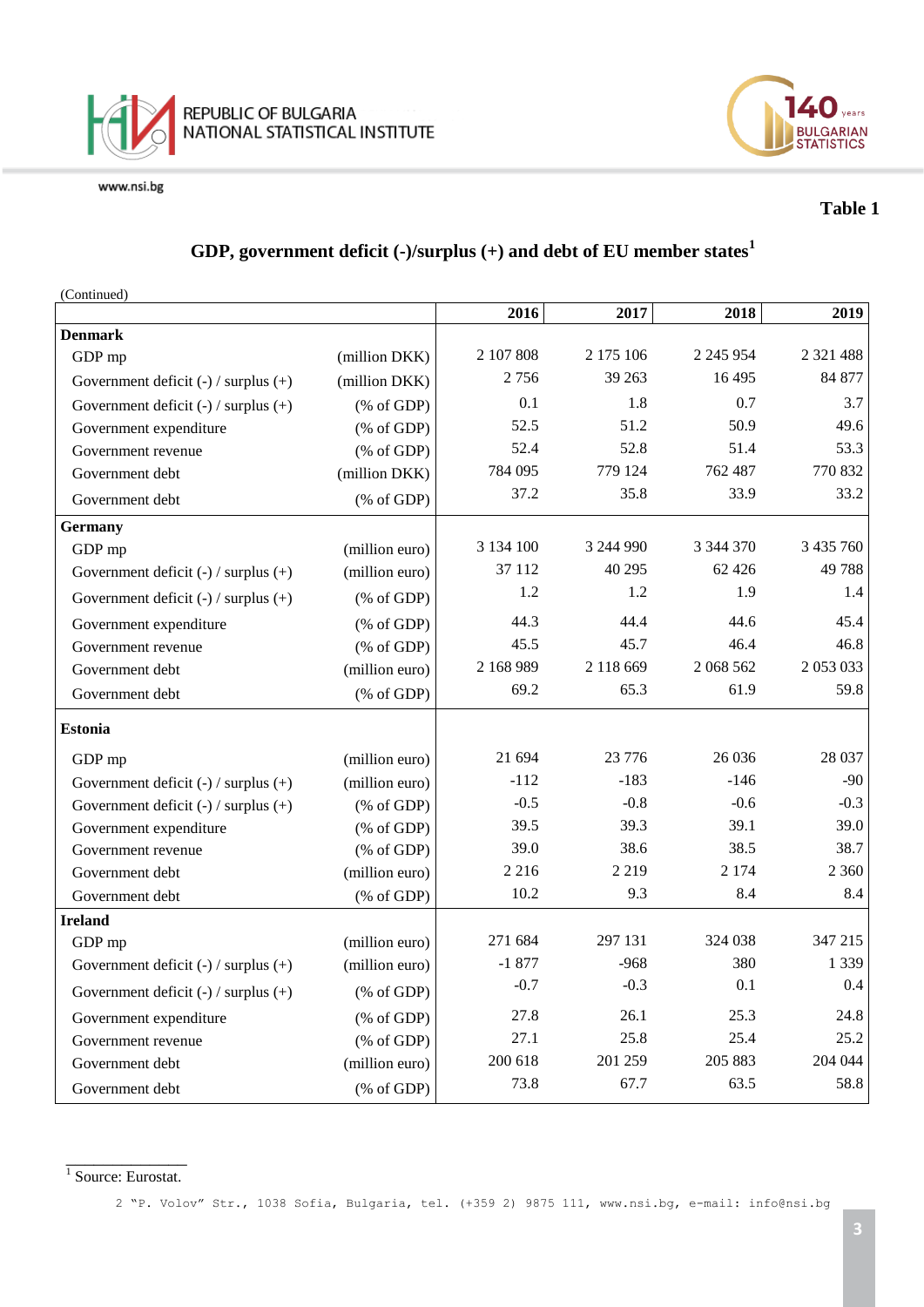**Table 1**

## GDP, government deficit (-)/surplus (+) and debt of EU member states[1]

(Continued)

| | | 2016 | 2017 | 2018 | 2019 |
|---|---|---|---|---|---|
| **Denmark** | | | | | |
| GDP mp | (million DKK) | 2 107 808 | 2 175 106 | 2 245 954 | 2 321 488 |
| Government deficit (-) / surplus (+) | (million DKK) | 2 756 | 39 263 | 16 495 | 84 877 |
| Government deficit (-) / surplus (+) | (% of GDP) | 0.1 | 1.8 | 0.7 | 3.7 |
| Government expenditure | (% of GDP) | 52.5 | 51.2 | 50.9 | 49.6 |
| Government revenue | (% of GDP) | 52.4 | 52.8 | 51.4 | 53.3 |
| Government debt | (million DKK) | 784 095 | 779 124 | 762 487 | 770 832 |
| Government debt | (% of GDP) | 37.2 | 35.8 | 33.9 | 33.2 |
| **Germany** | | | | | |
| GDP mp | (million euro) | 3 134 100 | 3 244 990 | 3 344 370 | 3 435 760 |
| Government deficit (-) / surplus (+) | (million euro) | 37 112 | 40 295 | 62 426 | 49 788 |
| Government deficit (-) / surplus (+) | (% of GDP) | 1.2 | 1.2 | 1.9 | 1.4 |
| Government expenditure | (% of GDP) | 44.3 | 44.4 | 44.6 | 45.4 |
| Government revenue | (% of GDP) | 45.5 | 45.7 | 46.4 | 46.8 |
| Government debt | (million euro) | 2 168 989 | 2 118 669 | 2 068 562 | 2 053 033 |
| Government debt | (% of GDP) | 69.2 | 65.3 | 61.9 | 59.8 |
| **Estonia** | | | | | |
| GDP mp | (million euro) | 21 694 | 23 776 | 26 036 | 28 037 |
| Government deficit (-) / surplus (+) | (million euro) | -112 | -183 | -146 | -90 |
| Government deficit (-) / surplus (+) | (% of GDP) | -0.5 | -0.8 | -0.6 | -0.3 |
| Government expenditure | (% of GDP) | 39.5 | 39.3 | 39.1 | 39.0 |
| Government revenue | (% of GDP) | 39.0 | 38.6 | 38.5 | 38.7 |
| Government debt | (million euro) | 2 216 | 2 219 | 2 174 | 2 360 |
| Government debt | (% of GDP) | 10.2 | 9.3 | 8.4 | 8.4 |
| **Ireland** | | | | | |
| GDP mp | (million euro) | 271 684 | 297 131 | 324 038 | 347 215 |
| Government deficit (-) / surplus (+) | (million euro) | -1 877 | -968 | 380 | 1 339 |
| Government deficit (-) / surplus (+) | (% of GDP) | -0.7 | -0.3 | 0.1 | 0.4 |
| Government expenditure | (% of GDP) | 27.8 | 26.1 | 25.3 | 24.8 |
| Government revenue | (% of GDP) | 27.1 | 25.8 | 25.4 | 25.2 |
| Government debt | (million euro) | 200 618 | 201 259 | 205 883 | 204 044 |
| Government debt | (% of GDP) | 73.8 | 67.7 | 63.5 | 58.8 |

[1] Source: Eurostat.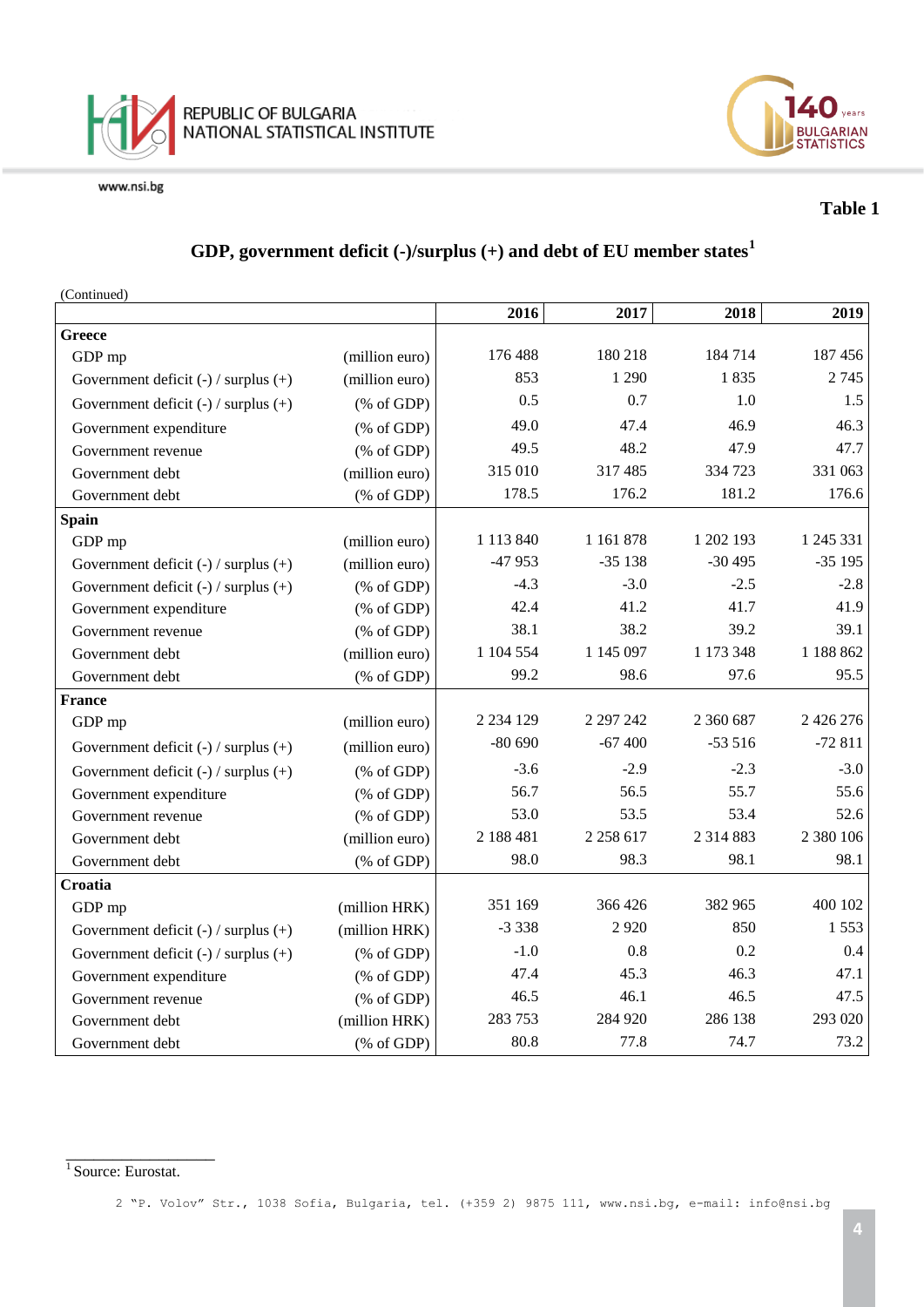**Table 1**

## GDP, government deficit (-)/surplus (+) and debt of EU member states[1]

(Continued)

| | | 2016 | 2017 | 2018 | 2019 |
|---|---|---|---|---|---|
| **Greece** | | | | | |
| GDP mp | (million euro) | 176 488 | 180 218 | 184 714 | 187 456 |
| Government deficit (-) / surplus (+) | (million euro) | 853 | 1 290 | 1 835 | 2 745 |
| Government deficit (-) / surplus (+) | (% of GDP) | 0.5 | 0.7 | 1.0 | 1.5 |
| Government expenditure | (% of GDP) | 49.0 | 47.4 | 46.9 | 46.3 |
| Government revenue | (% of GDP) | 49.5 | 48.2 | 47.9 | 47.7 |
| Government debt | (million euro) | 315 010 | 317 485 | 334 723 | 331 063 |
| Government debt | (% of GDP) | 178.5 | 176.2 | 181.2 | 176.6 |
| **Spain** | | | | | |
| GDP mp | (million euro) | 1 113 840 | 1 161 878 | 1 202 193 | 1 245 331 |
| Government deficit (-) / surplus (+) | (million euro) | -47 953 | -35 138 | -30 495 | -35 195 |
| Government deficit (-) / surplus (+) | (% of GDP) | -4.3 | -3.0 | -2.5 | -2.8 |
| Government expenditure | (% of GDP) | 42.4 | 41.2 | 41.7 | 41.9 |
| Government revenue | (% of GDP) | 38.1 | 38.2 | 39.2 | 39.1 |
| Government debt | (million euro) | 1 104 554 | 1 145 097 | 1 173 348 | 1 188 862 |
| Government debt | (% of GDP) | 99.2 | 98.6 | 97.6 | 95.5 |
| **France** | | | | | |
| GDP mp | (million euro) | 2 234 129 | 2 297 242 | 2 360 687 | 2 426 276 |
| Government deficit (-) / surplus (+) | (million euro) | -80 690 | -67 400 | -53 516 | -72 811 |
| Government deficit (-) / surplus (+) | (% of GDP) | -3.6 | -2.9 | -2.3 | -3.0 |
| Government expenditure | (% of GDP) | 56.7 | 56.5 | 55.7 | 55.6 |
| Government revenue | (% of GDP) | 53.0 | 53.5 | 53.4 | 52.6 |
| Government debt | (million euro) | 2 188 481 | 2 258 617 | 2 314 883 | 2 380 106 |
| Government debt | (% of GDP) | 98.0 | 98.3 | 98.1 | 98.1 |
| **Croatia** | | | | | |
| GDP mp | (million HRK) | 351 169 | 366 426 | 382 965 | 400 102 |
| Government deficit (-) / surplus (+) | (million HRK) | -3 338 | 2 920 | 850 | 1 553 |
| Government deficit (-) / surplus (+) | (% of GDP) | -1.0 | 0.8 | 0.2 | 0.4 |
| Government expenditure | (% of GDP) | 47.4 | 45.3 | 46.3 | 47.1 |
| Government revenue | (% of GDP) | 46.5 | 46.1 | 46.5 | 47.5 |
| Government debt | (million HRK) | 283 753 | 284 920 | 286 138 | 293 020 |
| Government debt | (% of GDP) | 80.8 | 77.8 | 74.7 | 73.2 |

[1] Source: Eurostat.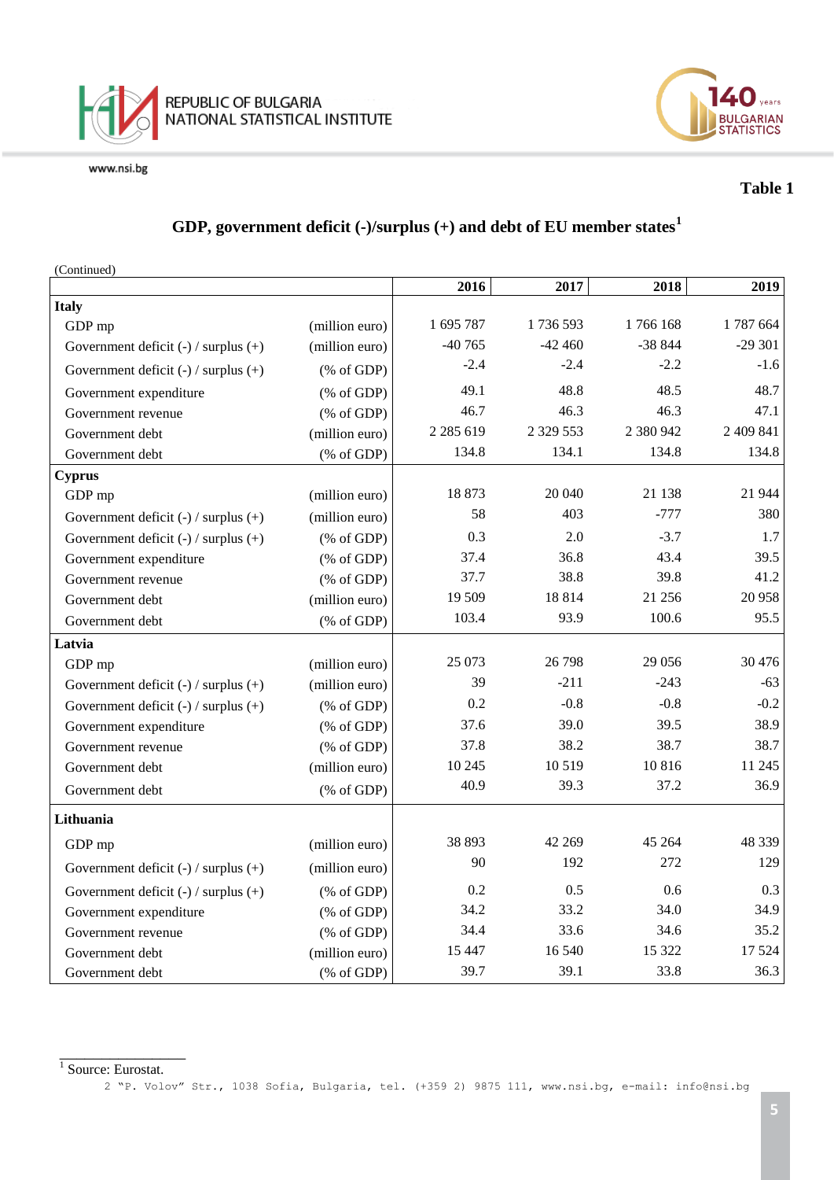Table 1

## GDP, government deficit (-)/surplus (+) and debt of EU member states[1]

(Continued)

| | | 2016 | 2017 | 2018 | 2019 |
|---|---|---|---|---|---|
| **Italy** | | | | | |
| GDP mp | (million euro) | 1 695 787 | 1 736 593 | 1 766 168 | 1 787 664 |
| Government deficit (-) / surplus (+) | (million euro) | -40 765 | -42 460 | -38 844 | -29 301 |
| Government deficit (-) / surplus (+) | (% of GDP) | -2.4 | -2.4 | -2.2 | -1.6 |
| Government expenditure | (% of GDP) | 49.1 | 48.8 | 48.5 | 48.7 |
| Government revenue | (% of GDP) | 46.7 | 46.3 | 46.3 | 47.1 |
| Government debt | (million euro) | 2 285 619 | 2 329 553 | 2 380 942 | 2 409 841 |
| Government debt | (% of GDP) | 134.8 | 134.1 | 134.8 | 134.8 |
| **Cyprus** | | | | | |
| GDP mp | (million euro) | 18 873 | 20 040 | 21 138 | 21 944 |
| Government deficit (-) / surplus (+) | (million euro) | 58 | 403 | -777 | 380 |
| Government deficit (-) / surplus (+) | (% of GDP) | 0.3 | 2.0 | -3.7 | 1.7 |
| Government expenditure | (% of GDP) | 37.4 | 36.8 | 43.4 | 39.5 |
| Government revenue | (% of GDP) | 37.7 | 38.8 | 39.8 | 41.2 |
| Government debt | (million euro) | 19 509 | 18 814 | 21 256 | 20 958 |
| Government debt | (% of GDP) | 103.4 | 93.9 | 100.6 | 95.5 |
| **Latvia** | | | | | |
| GDP mp | (million euro) | 25 073 | 26 798 | 29 056 | 30 476 |
| Government deficit (-) / surplus (+) | (million euro) | 39 | -211 | -243 | -63 |
| Government deficit (-) / surplus (+) | (% of GDP) | 0.2 | -0.8 | -0.8 | -0.2 |
| Government expenditure | (% of GDP) | 37.6 | 39.0 | 39.5 | 38.9 |
| Government revenue | (% of GDP) | 37.8 | 38.2 | 38.7 | 38.7 |
| Government debt | (million euro) | 10 245 | 10 519 | 10 816 | 11 245 |
| Government debt | (% of GDP) | 40.9 | 39.3 | 37.2 | 36.9 |
| **Lithuania** | | | | | |
| GDP mp | (million euro) | 38 893 | 42 269 | 45 264 | 48 339 |
| Government deficit (-) / surplus (+) | (million euro) | 90 | 192 | 272 | 129 |
| Government deficit (-) / surplus (+) | (% of GDP) | 0.2 | 0.5 | 0.6 | 0.3 |
| Government expenditure | (% of GDP) | 34.2 | 33.2 | 34.0 | 34.9 |
| Government revenue | (% of GDP) | 34.4 | 33.6 | 34.6 | 35.2 |
| Government debt | (million euro) | 15 447 | 16 540 | 15 322 | 17 524 |
| Government debt | (% of GDP) | 39.7 | 39.1 | 33.8 | 36.3 |

[1] Source: Eurostat.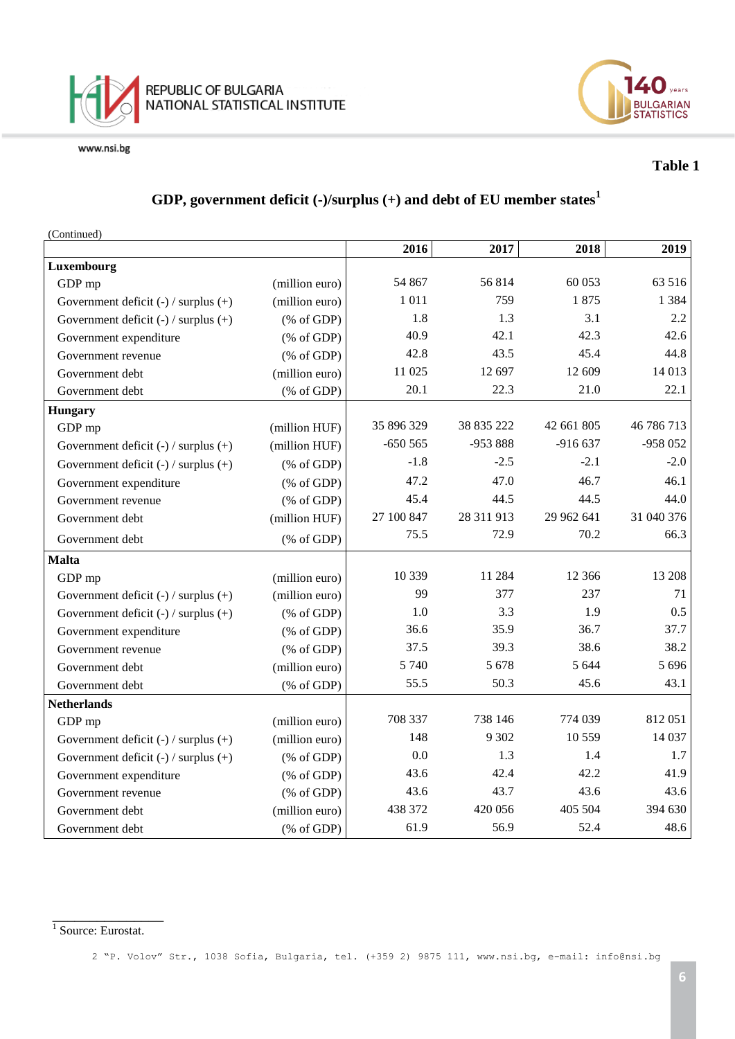**Table 1**

## GDP, government deficit (-)/surplus (+) and debt of EU member states[1]

(Continued)

| | | 2016 | 2017 | 2018 | 2019 |
|---|---|---|---|---|---|
| **Luxembourg** | | | | | |
| GDP mp | (million euro) | 54 867 | 56 814 | 60 053 | 63 516 |
| Government deficit (-) / surplus (+) | (million euro) | 1 011 | 759 | 1 875 | 1 384 |
| Government deficit (-) / surplus (+) | (% of GDP) | 1.8 | 1.3 | 3.1 | 2.2 |
| Government expenditure | (% of GDP) | 40.9 | 42.1 | 42.3 | 42.6 |
| Government revenue | (% of GDP) | 42.8 | 43.5 | 45.4 | 44.8 |
| Government debt | (million euro) | 11 025 | 12 697 | 12 609 | 14 013 |
| Government debt | (% of GDP) | 20.1 | 22.3 | 21.0 | 22.1 |
| **Hungary** | | | | | |
| GDP mp | (million HUF) | 35 896 329 | 38 835 222 | 42 661 805 | 46 786 713 |
| Government deficit (-) / surplus (+) | (million HUF) | -650 565 | -953 888 | -916 637 | -958 052 |
| Government deficit (-) / surplus (+) | (% of GDP) | -1.8 | -2.5 | -2.1 | -2.0 |
| Government expenditure | (% of GDP) | 47.2 | 47.0 | 46.7 | 46.1 |
| Government revenue | (% of GDP) | 45.4 | 44.5 | 44.5 | 44.0 |
| Government debt | (million HUF) | 27 100 847 | 28 311 913 | 29 962 641 | 31 040 376 |
| Government debt | (% of GDP) | 75.5 | 72.9 | 70.2 | 66.3 |
| **Malta** | | | | | |
| GDP mp | (million euro) | 10 339 | 11 284 | 12 366 | 13 208 |
| Government deficit (-) / surplus (+) | (million euro) | 99 | 377 | 237 | 71 |
| Government deficit (-) / surplus (+) | (% of GDP) | 1.0 | 3.3 | 1.9 | 0.5 |
| Government expenditure | (% of GDP) | 36.6 | 35.9 | 36.7 | 37.7 |
| Government revenue | (% of GDP) | 37.5 | 39.3 | 38.6 | 38.2 |
| Government debt | (million euro) | 5 740 | 5 678 | 5 644 | 5 696 |
| Government debt | (% of GDP) | 55.5 | 50.3 | 45.6 | 43.1 |
| **Netherlands** | | | | | |
| GDP mp | (million euro) | 708 337 | 738 146 | 774 039 | 812 051 |
| Government deficit (-) / surplus (+) | (million euro) | 148 | 9 302 | 10 559 | 14 037 |
| Government deficit (-) / surplus (+) | (% of GDP) | 0.0 | 1.3 | 1.4 | 1.7 |
| Government expenditure | (% of GDP) | 43.6 | 42.4 | 42.2 | 41.9 |
| Government revenue | (% of GDP) | 43.6 | 43.7 | 43.6 | 43.6 |
| Government debt | (million euro) | 438 372 | 420 056 | 405 504 | 394 630 |
| Government debt | (% of GDP) | 61.9 | 56.9 | 52.4 | 48.6 |

[1] Source: Eurostat.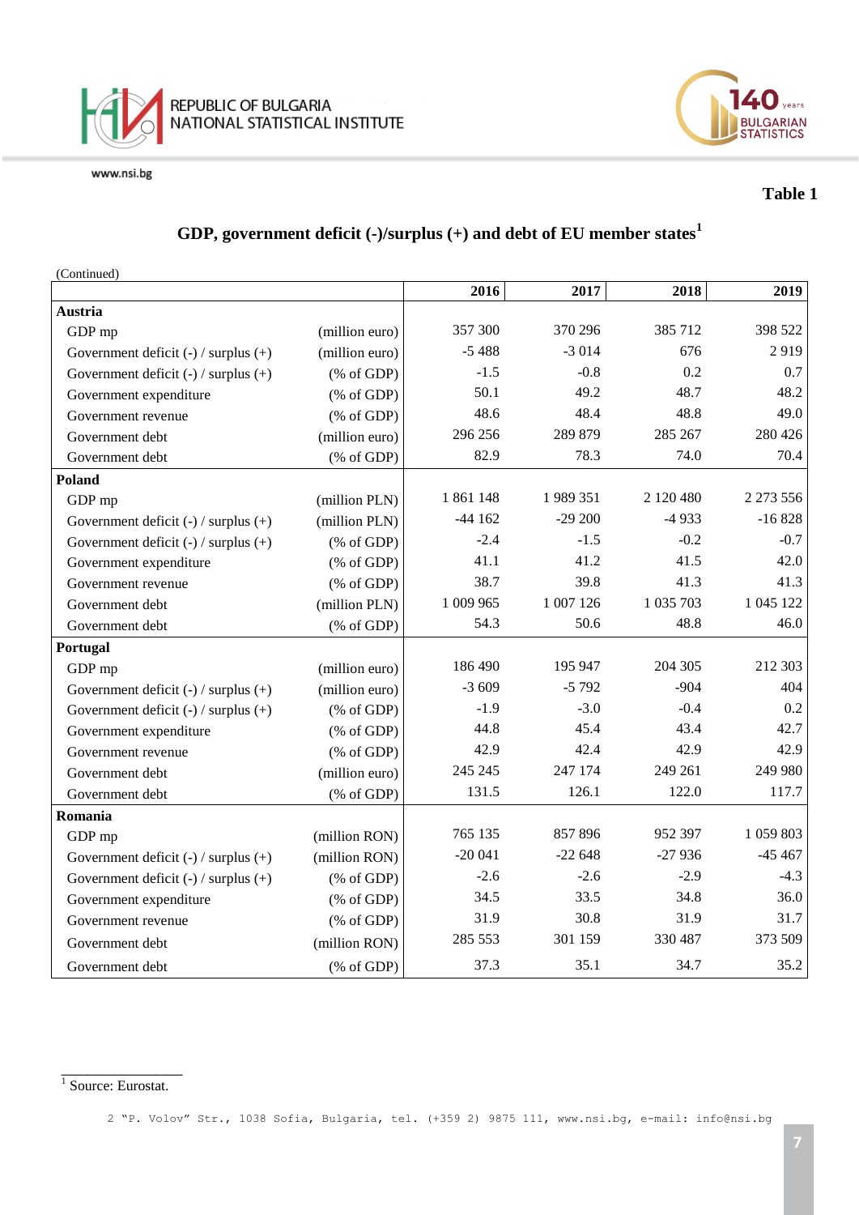**Table 1**

## GDP, government deficit (-)/surplus (+) and debt of EU member states[1]

(Continued)

| | | 2016 | 2017 | 2018 | 2019 |
|---|---|---|---|---|---|
| **Austria** | | | | | |
| GDP mp | (million euro) | 357 300 | 370 296 | 385 712 | 398 522 |
| Government deficit (-) / surplus (+) | (million euro) | -5 488 | -3 014 | 676 | 2 919 |
| Government deficit (-) / surplus (+) | (% of GDP) | -1.5 | -0.8 | 0.2 | 0.7 |
| Government expenditure | (% of GDP) | 50.1 | 49.2 | 48.7 | 48.2 |
| Government revenue | (% of GDP) | 48.6 | 48.4 | 48.8 | 49.0 |
| Government debt | (million euro) | 296 256 | 289 879 | 285 267 | 280 426 |
| Government debt | (% of GDP) | 82.9 | 78.3 | 74.0 | 70.4 |
| **Poland** | | | | | |
| GDP mp | (million PLN) | 1 861 148 | 1 989 351 | 2 120 480 | 2 273 556 |
| Government deficit (-) / surplus (+) | (million PLN) | -44 162 | -29 200 | -4 933 | -16 828 |
| Government deficit (-) / surplus (+) | (% of GDP) | -2.4 | -1.5 | -0.2 | -0.7 |
| Government expenditure | (% of GDP) | 41.1 | 41.2 | 41.5 | 42.0 |
| Government revenue | (% of GDP) | 38.7 | 39.8 | 41.3 | 41.3 |
| Government debt | (million PLN) | 1 009 965 | 1 007 126 | 1 035 703 | 1 045 122 |
| Government debt | (% of GDP) | 54.3 | 50.6 | 48.8 | 46.0 |
| **Portugal** | | | | | |
| GDP mp | (million euro) | 186 490 | 195 947 | 204 305 | 212 303 |
| Government deficit (-) / surplus (+) | (million euro) | -3 609 | -5 792 | -904 | 404 |
| Government deficit (-) / surplus (+) | (% of GDP) | -1.9 | -3.0 | -0.4 | 0.2 |
| Government expenditure | (% of GDP) | 44.8 | 45.4 | 43.4 | 42.7 |
| Government revenue | (% of GDP) | 42.9 | 42.4 | 42.9 | 42.9 |
| Government debt | (million euro) | 245 245 | 247 174 | 249 261 | 249 980 |
| Government debt | (% of GDP) | 131.5 | 126.1 | 122.0 | 117.7 |
| **Romania** | | | | | |
| GDP mp | (million RON) | 765 135 | 857 896 | 952 397 | 1 059 803 |
| Government deficit (-) / surplus (+) | (million RON) | -20 041 | -22 648 | -27 936 | -45 467 |
| Government deficit (-) / surplus (+) | (% of GDP) | -2.6 | -2.6 | -2.9 | -4.3 |
| Government expenditure | (% of GDP) | 34.5 | 33.5 | 34.8 | 36.0 |
| Government revenue | (% of GDP) | 31.9 | 30.8 | 31.9 | 31.7 |
| Government debt | (million RON) | 285 553 | 301 159 | 330 487 | 373 509 |
| Government debt | (% of GDP) | 37.3 | 35.1 | 34.7 | 35.2 |

[1] Source: Eurostat.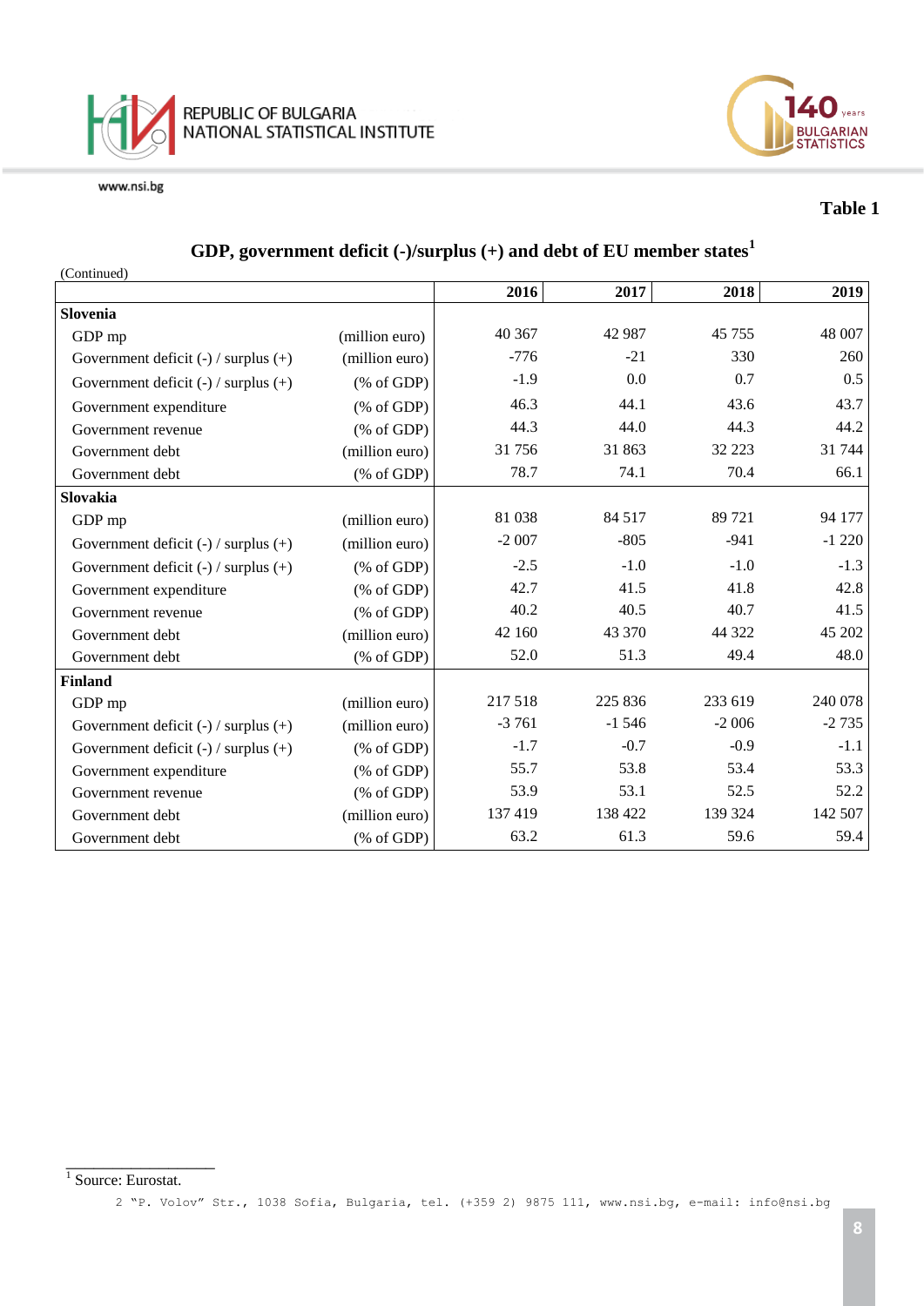Table 1

## GDP, government deficit (-)/surplus (+) and debt of EU member states[1]

(Continued)

| | | 2016 | 2017 | 2018 | 2019 |
|---|---|---|---|---|---|
| **Slovenia** | | | | | |
| GDP mp | (million euro) | 40 367 | 42 987 | 45 755 | 48 007 |
| Government deficit (-) / surplus (+) | (million euro) | -776 | -21 | 330 | 260 |
| Government deficit (-) / surplus (+) | (% of GDP) | -1.9 | 0.0 | 0.7 | 0.5 |
| Government expenditure | (% of GDP) | 46.3 | 44.1 | 43.6 | 43.7 |
| Government revenue | (% of GDP) | 44.3 | 44.0 | 44.3 | 44.2 |
| Government debt | (million euro) | 31 756 | 31 863 | 32 223 | 31 744 |
| Government debt | (% of GDP) | 78.7 | 74.1 | 70.4 | 66.1 |
| **Slovakia** | | | | | |
| GDP mp | (million euro) | 81 038 | 84 517 | 89 721 | 94 177 |
| Government deficit (-) / surplus (+) | (million euro) | -2 007 | -805 | -941 | -1 220 |
| Government deficit (-) / surplus (+) | (% of GDP) | -2.5 | -1.0 | -1.0 | -1.3 |
| Government expenditure | (% of GDP) | 42.7 | 41.5 | 41.8 | 42.8 |
| Government revenue | (% of GDP) | 40.2 | 40.5 | 40.7 | 41.5 |
| Government debt | (million euro) | 42 160 | 43 370 | 44 322 | 45 202 |
| Government debt | (% of GDP) | 52.0 | 51.3 | 49.4 | 48.0 |
| **Finland** | | | | | |
| GDP mp | (million euro) | 217 518 | 225 836 | 233 619 | 240 078 |
| Government deficit (-) / surplus (+) | (million euro) | -3 761 | -1 546 | -2 006 | -2 735 |
| Government deficit (-) / surplus (+) | (% of GDP) | -1.7 | -0.7 | -0.9 | -1.1 |
| Government expenditure | (% of GDP) | 55.7 | 53.8 | 53.4 | 53.3 |
| Government revenue | (% of GDP) | 53.9 | 53.1 | 52.5 | 52.2 |
| Government debt | (million euro) | 137 419 | 138 422 | 139 324 | 142 507 |
| Government debt | (% of GDP) | 63.2 | 61.3 | 59.6 | 59.4 |

[1] Source: Eurostat.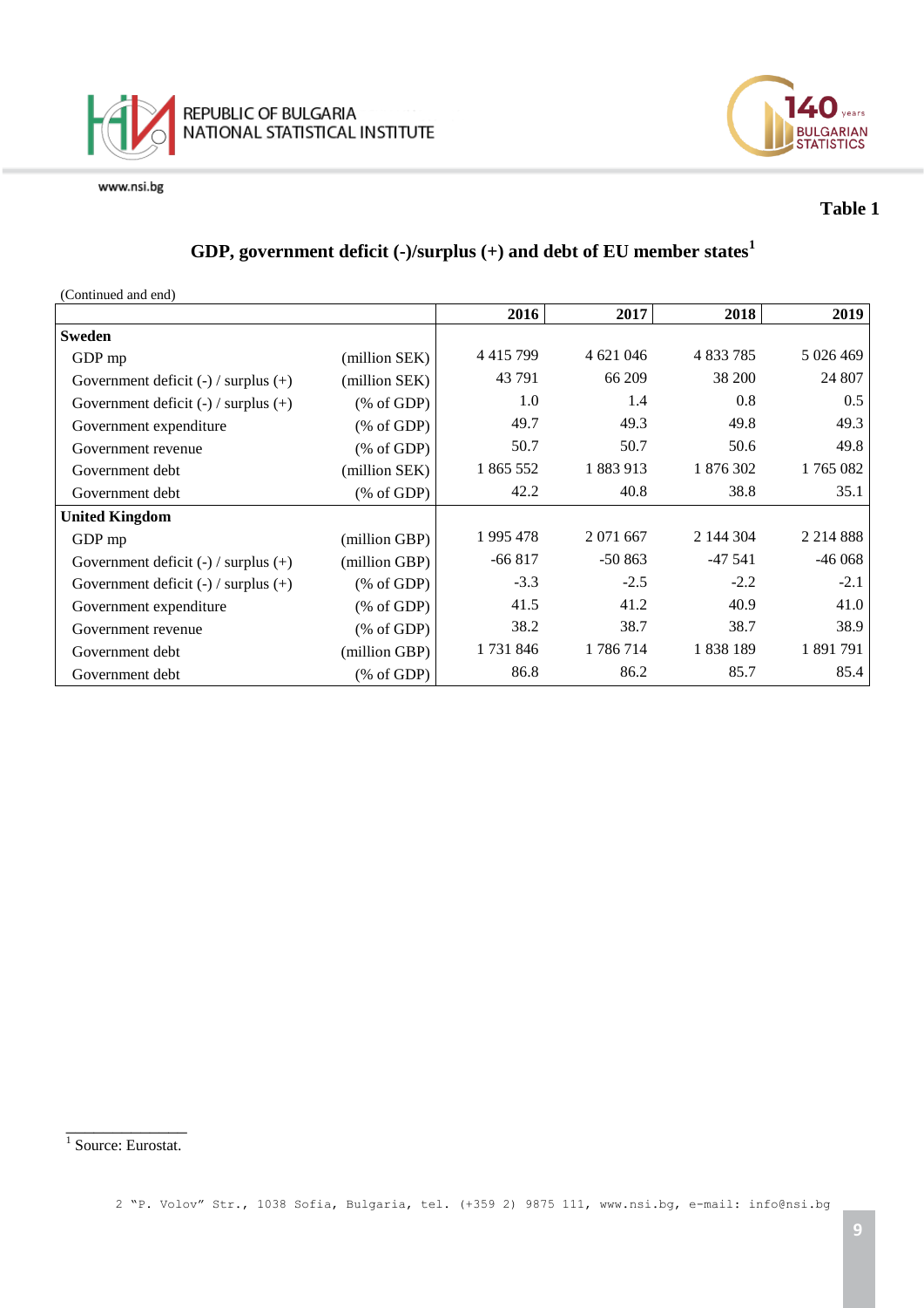**Table 1**

## GDP, government deficit (-)/surplus (+) and debt of EU member states[1]

(Continued and end)

| | | 2016 | 2017 | 2018 | 2019 |
|---|---|---|---|---|---|
| **Sweden** | | | | | |
| GDP mp | (million SEK) | 4 415 799 | 4 621 046 | 4 833 785 | 5 026 469 |
| Government deficit (-) / surplus (+) | (million SEK) | 43 791 | 66 209 | 38 200 | 24 807 |
| Government deficit (-) / surplus (+) | (% of GDP) | 1.0 | 1.4 | 0.8 | 0.5 |
| Government expenditure | (% of GDP) | 49.7 | 49.3 | 49.8 | 49.3 |
| Government revenue | (% of GDP) | 50.7 | 50.7 | 50.6 | 49.8 |
| Government debt | (million SEK) | 1 865 552 | 1 883 913 | 1 876 302 | 1 765 082 |
| Government debt | (% of GDP) | 42.2 | 40.8 | 38.8 | 35.1 |
| **United Kingdom** | | | | | |
| GDP mp | (million GBP) | 1 995 478 | 2 071 667 | 2 144 304 | 2 214 888 |
| Government deficit (-) / surplus (+) | (million GBP) | -66 817 | -50 863 | -47 541 | -46 068 |
| Government deficit (-) / surplus (+) | (% of GDP) | -3.3 | -2.5 | -2.2 | -2.1 |
| Government expenditure | (% of GDP) | 41.5 | 41.2 | 40.9 | 41.0 |
| Government revenue | (% of GDP) | 38.2 | 38.7 | 38.7 | 38.9 |
| Government debt | (million GBP) | 1 731 846 | 1 786 714 | 1 838 189 | 1 891 791 |
| Government debt | (% of GDP) | 86.8 | 86.2 | 85.7 | 85.4 |

[1] Source: Eurostat.